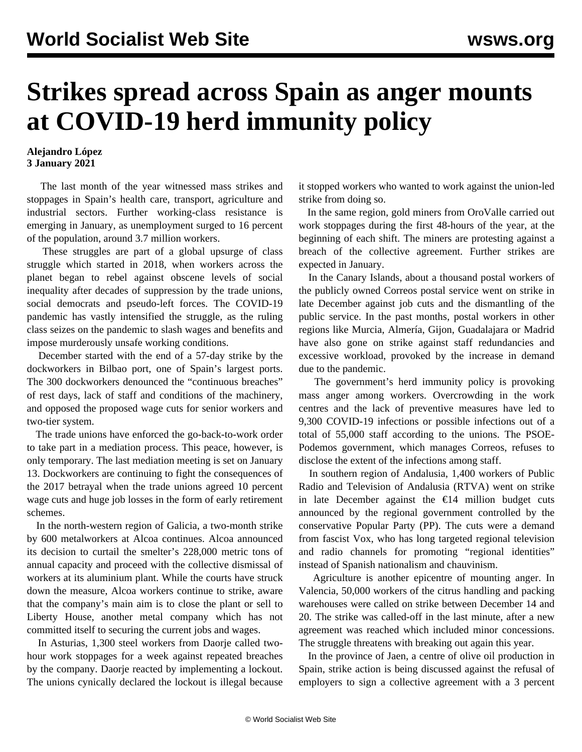# Strikes spread across Spain as anger mounts at COVID-19 herd immunity policy

**Alejandro López**
**3 January 2021**

The last month of the year witnessed mass strikes and stoppages in Spain's health care, transport, agriculture and industrial sectors. Further working-class resistance is emerging in January, as unemployment surged to 16 percent of the population, around 3.7 million workers.

These struggles are part of a global upsurge of class struggle which started in 2018, when workers across the planet began to rebel against obscene levels of social inequality after decades of suppression by the trade unions, social democrats and pseudo-left forces. The COVID-19 pandemic has vastly intensified the struggle, as the ruling class seizes on the pandemic to slash wages and benefits and impose murderously unsafe working conditions.

December started with the end of a 57-day strike by the dockworkers in Bilbao port, one of Spain's largest ports. The 300 dockworkers denounced the "continuous breaches" of rest days, lack of staff and conditions of the machinery, and opposed the proposed wage cuts for senior workers and two-tier system.

The trade unions have enforced the go-back-to-work order to take part in a mediation process. This peace, however, is only temporary. The last mediation meeting is set on January 13. Dockworkers are continuing to fight the consequences of the 2017 betrayal when the trade unions agreed 10 percent wage cuts and huge job losses in the form of early retirement schemes.

In the north-western region of Galicia, a two-month strike by 600 metalworkers at Alcoa continues. Alcoa announced its decision to curtail the smelter's 228,000 metric tons of annual capacity and proceed with the collective dismissal of workers at its aluminium plant. While the courts have struck down the measure, Alcoa workers continue to strike, aware that the company's main aim is to close the plant or sell to Liberty House, another metal company which has not committed itself to securing the current jobs and wages.

In Asturias, 1,300 steel workers from Daorje called two-hour work stoppages for a week against repeated breaches by the company. Daorje reacted by implementing a lockout. The unions cynically declared the lockout is illegal because it stopped workers who wanted to work against the union-led strike from doing so.

In the same region, gold miners from OroValle carried out work stoppages during the first 48-hours of the year, at the beginning of each shift. The miners are protesting against a breach of the collective agreement. Further strikes are expected in January.

In the Canary Islands, about a thousand postal workers of the publicly owned Correos postal service went on strike in late December against job cuts and the dismantling of the public service. In the past months, postal workers in other regions like Murcia, Almería, Gijon, Guadalajara or Madrid have also gone on strike against staff redundancies and excessive workload, provoked by the increase in demand due to the pandemic.

The government's herd immunity policy is provoking mass anger among workers. Overcrowding in the work centres and the lack of preventive measures have led to 9,300 COVID-19 infections or possible infections out of a total of 55,000 staff according to the unions. The PSOE-Podemos government, which manages Correos, refuses to disclose the extent of the infections among staff.

In southern region of Andalusia, 1,400 workers of Public Radio and Television of Andalusia (RTVA) went on strike in late December against the €14 million budget cuts announced by the regional government controlled by the conservative Popular Party (PP). The cuts were a demand from fascist Vox, who has long targeted regional television and radio channels for promoting "regional identities" instead of Spanish nationalism and chauvinism.

Agriculture is another epicentre of mounting anger. In Valencia, 50,000 workers of the citrus handling and packing warehouses were called on strike between December 14 and 20. The strike was called-off in the last minute, after a new agreement was reached which included minor concessions. The struggle threatens with breaking out again this year.

In the province of Jaen, a centre of olive oil production in Spain, strike action is being discussed against the refusal of employers to sign a collective agreement with a 3 percent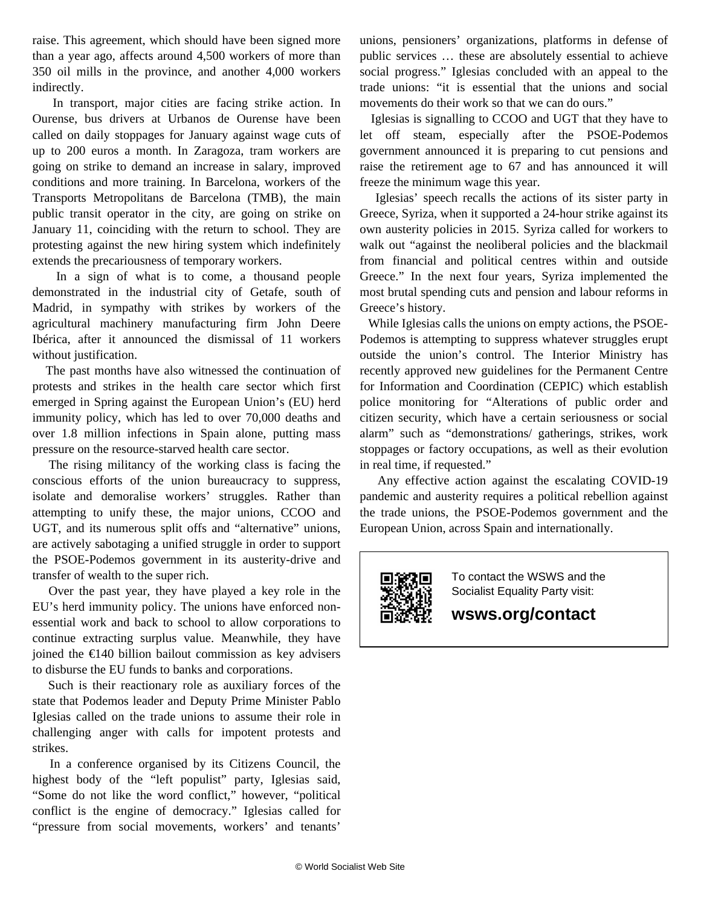raise. This agreement, which should have been signed more than a year ago, affects around 4,500 workers of more than 350 oil mills in the province, and another 4,000 workers indirectly.

In transport, major cities are facing strike action. In Ourense, bus drivers at Urbanos de Ourense have been called on daily stoppages for January against wage cuts of up to 200 euros a month. In Zaragoza, tram workers are going on strike to demand an increase in salary, improved conditions and more training. In Barcelona, workers of the Transports Metropolitans de Barcelona (TMB), the main public transit operator in the city, are going on strike on January 11, coinciding with the return to school. They are protesting against the new hiring system which indefinitely extends the precariousness of temporary workers.

In a sign of what is to come, a thousand people demonstrated in the industrial city of Getafe, south of Madrid, in sympathy with strikes by workers of the agricultural machinery manufacturing firm John Deere Ibérica, after it announced the dismissal of 11 workers without justification.

The past months have also witnessed the continuation of protests and strikes in the health care sector which first emerged in Spring against the European Union's (EU) herd immunity policy, which has led to over 70,000 deaths and over 1.8 million infections in Spain alone, putting mass pressure on the resource-starved health care sector.

The rising militancy of the working class is facing the conscious efforts of the union bureaucracy to suppress, isolate and demoralise workers' struggles. Rather than attempting to unify these, the major unions, CCOO and UGT, and its numerous split offs and "alternative" unions, are actively sabotaging a unified struggle in order to support the PSOE-Podemos government in its austerity-drive and transfer of wealth to the super rich.

Over the past year, they have played a key role in the EU's herd immunity policy. The unions have enforced non-essential work and back to school to allow corporations to continue extracting surplus value. Meanwhile, they have joined the €140 billion bailout commission as key advisers to disburse the EU funds to banks and corporations.

Such is their reactionary role as auxiliary forces of the state that Podemos leader and Deputy Prime Minister Pablo Iglesias called on the trade unions to assume their role in challenging anger with calls for impotent protests and strikes.

In a conference organised by its Citizens Council, the highest body of the "left populist" party, Iglesias said, "Some do not like the word conflict," however, "political conflict is the engine of democracy." Iglesias called for "pressure from social movements, workers' and tenants' unions, pensioners' organizations, platforms in defense of public services … these are absolutely essential to achieve social progress." Iglesias concluded with an appeal to the trade unions: "it is essential that the unions and social movements do their work so that we can do ours."

Iglesias is signalling to CCOO and UGT that they have to let off steam, especially after the PSOE-Podemos government announced it is preparing to cut pensions and raise the retirement age to 67 and has announced it will freeze the minimum wage this year.

Iglesias' speech recalls the actions of its sister party in Greece, Syriza, when it supported a 24-hour strike against its own austerity policies in 2015. Syriza called for workers to walk out "against the neoliberal policies and the blackmail from financial and political centres within and outside Greece." In the next four years, Syriza implemented the most brutal spending cuts and pension and labour reforms in Greece's history.

While Iglesias calls the unions on empty actions, the PSOE-Podemos is attempting to suppress whatever struggles erupt outside the union's control. The Interior Ministry has recently approved new guidelines for the Permanent Centre for Information and Coordination (CEPIC) which establish police monitoring for "Alterations of public order and citizen security, which have a certain seriousness or social alarm" such as "demonstrations/ gatherings, strikes, work stoppages or factory occupations, as well as their evolution in real time, if requested."

Any effective action against the escalating COVID-19 pandemic and austerity requires a political rebellion against the trade unions, the PSOE-Podemos government and the European Union, across Spain and internationally.

To contact the WSWS and the Socialist Equality Party visit:

**wsws.org/contact**